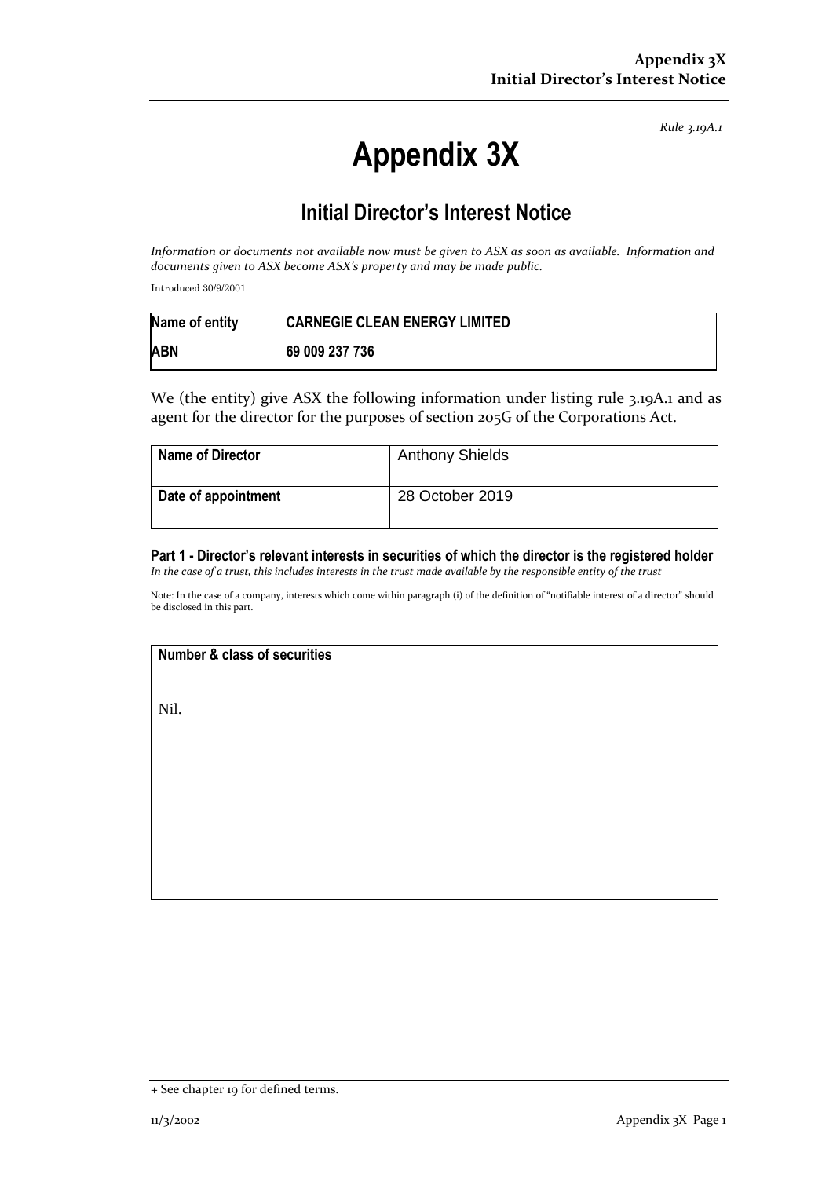*Rule 3.19A.1*

# Appendix 3X

## Initial Director's Interest Notice

*Information or documents not available now must be given to ASX as soon as available. Information and documents given to ASX become ASX's property and may be made public.*

Introduced 30/9/2001.

| Name of entity | CARNEGIE CLEAN ENERGY LIMITED |
|---|---|
| ABN | 69 009 237 736 |

We (the entity) give ASX the following information under listing rule 3.19A.1 and as agent for the director for the purposes of section 205G of the Corporations Act.

| Name of Director | Anthony Shields |
|---|---|
| Date of appointment | 28 October 2019 |

### Part 1 - Director's relevant interests in securities of which the director is the registered holder

*In the case of a trust, this includes interests in the trust made available by the responsible entity of the trust*

Note: In the case of a company, interests which come within paragraph (i) of the definition of "notifiable interest of a director" should be disclosed in this part.

| Number & class of securities |
|---|
| Nil. |

+ See chapter 19 for defined terms.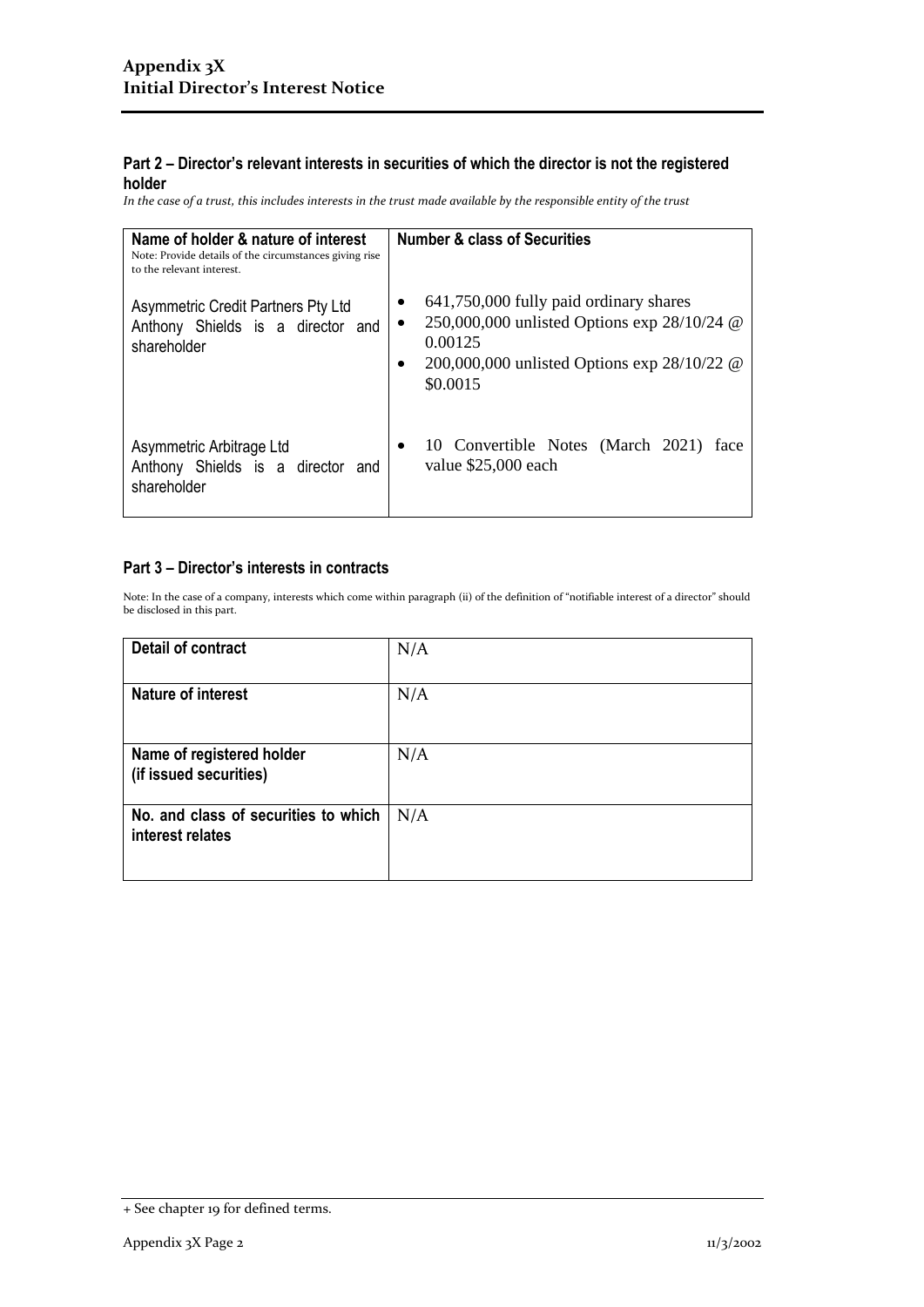## Part 2 – Director's relevant interests in securities of which the director is not the registered holder

*In the case of a trust, this includes interests in the trust made available by the responsible entity of the trust*

| Name of holder & nature of interest<br>Note: Provide details of the circumstances giving rise to the relevant interest. | Number & class of Securities |
|---|---|
| Asymmetric Credit Partners Pty Ltd<br>Anthony Shields is a director and shareholder | • 641,750,000 fully paid ordinary shares<br>• 250,000,000 unlisted Options exp 28/10/24 @ 0.00125<br>• 200,000,000 unlisted Options exp 28/10/22 @ $0.0015 |
| Asymmetric Arbitrage Ltd<br>Anthony Shields is a director and shareholder | • 10 Convertible Notes (March 2021) face value $25,000 each |

## Part 3 – Director's interests in contracts

Note: In the case of a company, interests which come within paragraph (ii) of the definition of "notifiable interest of a director" should be disclosed in this part.

| | |
|---|---|
| **Detail of contract** | N/A |
| **Nature of interest** | N/A |
| **Name of registered holder (if issued securities)** | N/A |
| **No. and class of securities to which interest relates** | N/A |

+ See chapter 19 for defined terms.